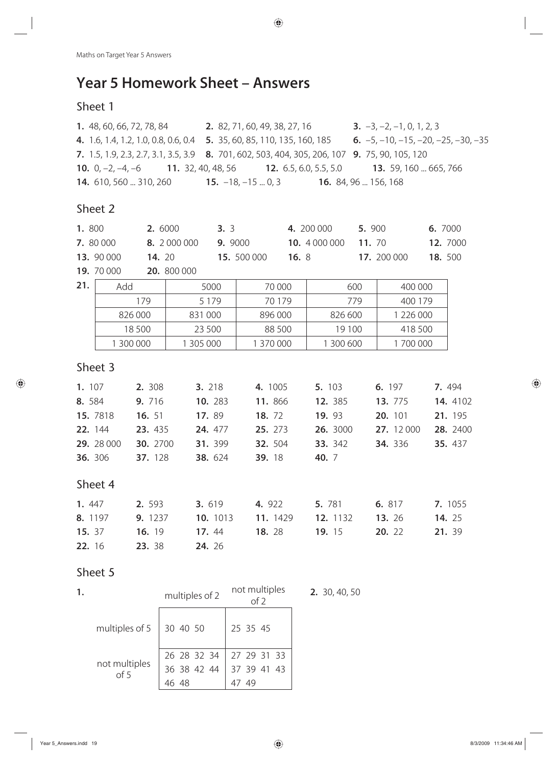# Year 5 Homework Sheet – Answers

## Sheet 1

**1.** 48, 60, 66, 72, 78, 84 **2.** 82, 71, 60, 49, 38, 27, 16 **3.** −3, −2, −1, 0, 1, 2, 3
**4.** 1.6, 1.4, 1.2, 1.0, 0.8, 0.6, 0.4 **5.** 35, 60, 85, 110, 135, 160, 185 **6.** −5, −10, −15, −20, −25, −30, −35
**7.** 1.5, 1.9, 2.3, 2.7, 3.1, 3.5, 3.9 **8.** 701, 602, 503, 404, 305, 206, 107 **9.** 75, 90, 105, 120
**10.** 0, −2, −4, −6 **11.** 32, 40, 48, 56 **12.** 6.5, 6.0, 5.5, 5.0 **13.** 59, 160 ... 665, 766
**14.** 610, 560 ... 310, 260 **15.** −18, −15 ... 0, 3 **16.** 84, 96 ... 156, 168

## Sheet 2

**1.** 800 **2.** 6000 **3.** 3 **4.** 200 000 **5.** 900 **6.** 7000
**7.** 80 000 **8.** 2 000 000 **9.** 9000 **10.** 4 000 000 **11.** 70 **12.** 7000
**13.** 90 000 **14.** 20 **15.** 500 000 **16.** 8 **17.** 200 000 **18.** 500
**19.** 70 000 **20.** 800 000

**21.**

| Add | 5000 | 70 000 | 600 | 400 000 |
|---|---|---|---|---|
| 179 | 5 179 | 70 179 | 779 | 400 179 |
| 826 000 | 831 000 | 896 000 | 826 600 | 1 226 000 |
| 18 500 | 23 500 | 88 500 | 19 100 | 418 500 |
| 1 300 000 | 1 305 000 | 1 370 000 | 1 300 600 | 1 700 000 |

## Sheet 3

**1.** 107 **2.** 308 **3.** 218 **4.** 1005 **5.** 103 **6.** 197 **7.** 494
**8.** 584 **9.** 716 **10.** 283 **11.** 866 **12.** 385 **13.** 775 **14.** 4102
**15.** 7818 **16.** 51 **17.** 89 **18.** 72 **19.** 93 **20.** 101 **21.** 195
**22.** 144 **23.** 435 **24.** 477 **25.** 273 **26.** 3000 **27.** 12 000 **28.** 2400
**29.** 28 000 **30.** 2700 **31.** 399 **32.** 504 **33.** 342 **34.** 336 **35.** 437
**36.** 306 **37.** 128 **38.** 624 **39.** 18 **40.** 7

## Sheet 4

**1.** 447 **2.** 593 **3.** 619 **4.** 922 **5.** 781 **6.** 817 **7.** 1055
**8.** 1197 **9.** 1237 **10.** 1013 **11.** 1429 **12.** 1132 **13.** 26 **14.** 25
**15.** 37 **16.** 19 **17.** 44 **18.** 28 **19.** 15 **20.** 22 **21.** 39
**22.** 16 **23.** 38 **24.** 26

## Sheet 5

**1.**

| | multiples of 2 | not multiples of 2 |
|---|---|---|
| multiples of 5 | 30 40 50 | 25 35 45 |
| not multiples of 5 | 26 28 32 34 36 38 42 44 46 48 | 27 29 31 33 37 39 41 43 47 49 |

**2.** 30, 40, 50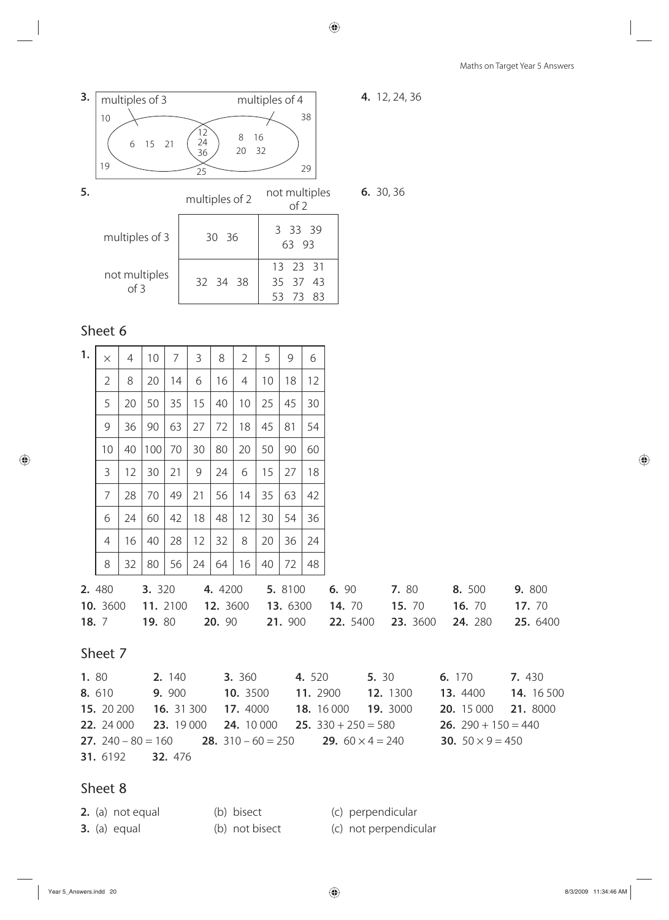**3.**

multiples of 3 — multiples of 4

- multiples of 3 only: 6, 15, 21
- both: 12, 24, 36
- multiples of 4 only: 8, 16, 20, 32
- neither: 10, 19, 25, 29, 38

**4.** 12, 24, 36

**5.**

| | multiples of 2 | not multiples of 2 |
|---|---|---|
| multiples of 3 | 30 36 | 3 33 39 63 93 |
| not multiples of 3 | 32 34 38 | 13 23 31 35 37 43 53 73 83 |

**6.** 30, 36

## Sheet 6

**1.**

| × | 4 | 10 | 7 | 3 | 8 | 2 | 5 | 9 | 6 |
|---|---|---|---|---|---|---|---|---|---|
| 2 | 8 | 20 | 14 | 6 | 16 | 4 | 10 | 18 | 12 |
| 5 | 20 | 50 | 35 | 15 | 40 | 10 | 25 | 45 | 30 |
| 9 | 36 | 90 | 63 | 27 | 72 | 18 | 45 | 81 | 54 |
| 10 | 40 | 100 | 70 | 30 | 80 | 20 | 50 | 90 | 60 |
| 3 | 12 | 30 | 21 | 9 | 24 | 6 | 15 | 27 | 18 |
| 7 | 28 | 70 | 49 | 21 | 56 | 14 | 35 | 63 | 42 |
| 6 | 24 | 60 | 42 | 18 | 48 | 12 | 30 | 54 | 36 |
| 4 | 16 | 40 | 28 | 12 | 32 | 8 | 20 | 36 | 24 |
| 8 | 32 | 80 | 56 | 24 | 64 | 16 | 40 | 72 | 48 |

**2.** 480 **3.** 320 **4.** 4200 **5.** 8100 **6.** 90 **7.** 80 **8.** 500 **9.** 800
**10.** 3600 **11.** 2100 **12.** 3600 **13.** 6300 **14.** 70 **15.** 70 **16.** 70 **17.** 70
**18.** 7 **19.** 80 **20.** 90 **21.** 900 **22.** 5400 **23.** 3600 **24.** 280 **25.** 6400

## Sheet 7

**1.** 80 **2.** 140 **3.** 360 **4.** 520 **5.** 30 **6.** 170 **7.** 430
**8.** 610 **9.** 900 **10.** 3500 **11.** 2900 **12.** 1300 **13.** 4400 **14.** 16 500
**15.** 20 200 **16.** 31 300 **17.** 4000 **18.** 16 000 **19.** 3000 **20.** 15 000 **21.** 8000
**22.** 24 000 **23.** 19 000 **24.** 10 000 **25.** $330 + 250 = 580$ **26.** $290 + 150 = 440$
**27.** $240 - 80 = 160$ **28.** $310 - 60 = 250$ **29.** $60 \times 4 = 240$ **30.** $50 \times 9 = 450$
**31.** 6192 **32.** 476

## Sheet 8

**2.** (a) not equal (b) bisect (c) perpendicular
**3.** (a) equal (b) not bisect (c) not perpendicular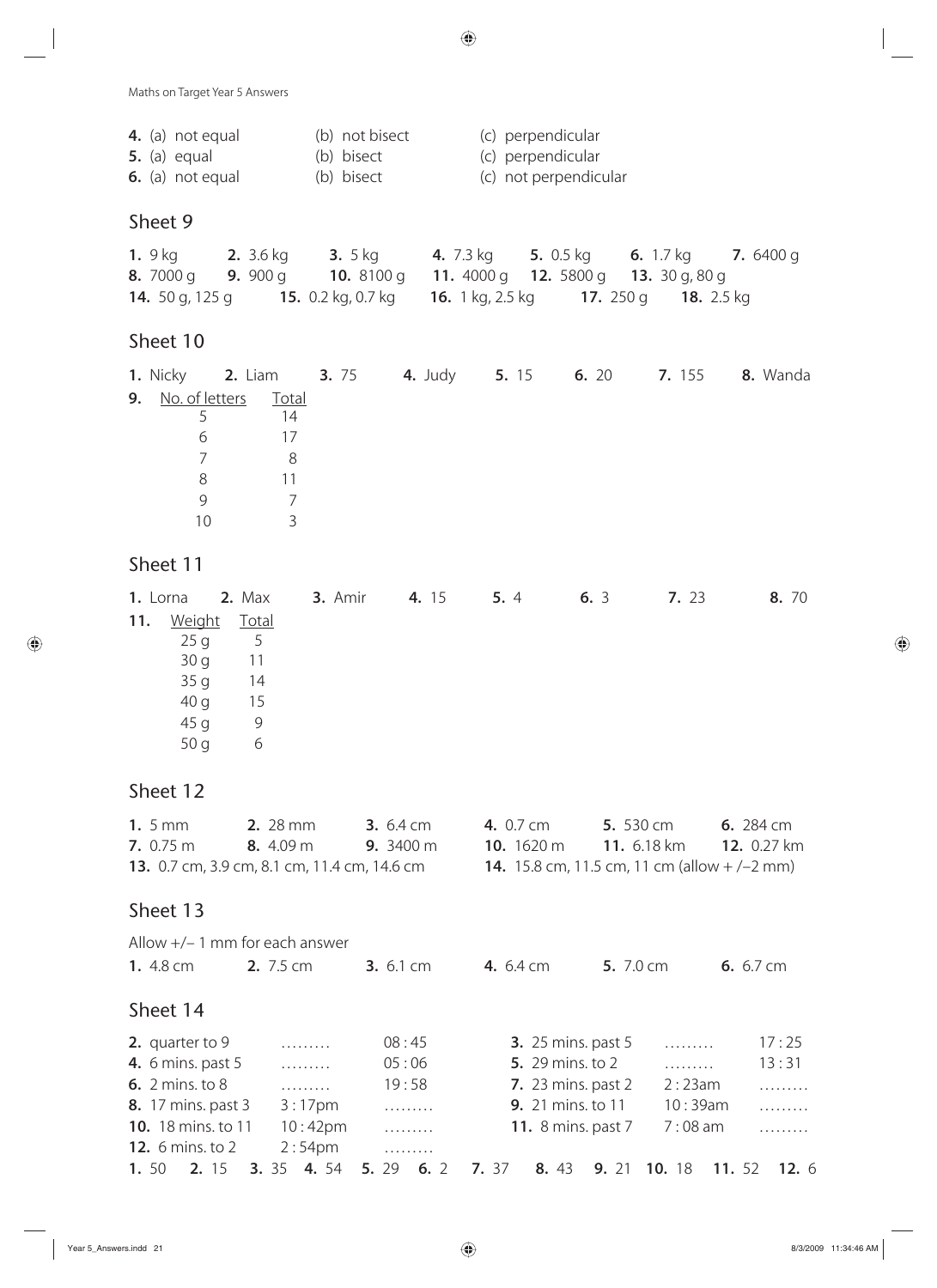**4.** (a) not equal (b) not bisect (c) perpendicular
**5.** (a) equal (b) bisect (c) perpendicular
**6.** (a) not equal (b) bisect (c) not perpendicular

## Sheet 9

**1.** 9 kg **2.** 3.6 kg **3.** 5 kg **4.** 7.3 kg **5.** 0.5 kg **6.** 1.7 kg **7.** 6400 g
**8.** 7000 g **9.** 900 g **10.** 8100 g **11.** 4000 g **12.** 5800 g **13.** 30 g, 80 g
**14.** 50 g, 125 g **15.** 0.2 kg, 0.7 kg **16.** 1 kg, 2.5 kg **17.** 250 g **18.** 2.5 kg

## Sheet 10

**1.** Nicky **2.** Liam **3.** 75 **4.** Judy **5.** 15 **6.** 20 **7.** 155 **8.** Wanda

**9.**

| No. of letters | Total |
|---|---|
| 5 | 14 |
| 6 | 17 |
| 7 | 8 |
| 8 | 11 |
| 9 | 7 |
| 10 | 3 |

## Sheet 11

**1.** Lorna **2.** Max **3.** Amir **4.** 15 **5.** 4 **6.** 3 **7.** 23 **8.** 70

**11.**

| Weight | Total |
|---|---|
| 25 g | 5 |
| 30 g | 11 |
| 35 g | 14 |
| 40 g | 15 |
| 45 g | 9 |
| 50 g | 6 |

## Sheet 12

**1.** 5 mm **2.** 28 mm **3.** 6.4 cm **4.** 0.7 cm **5.** 530 cm **6.** 284 cm
**7.** 0.75 m **8.** 4.09 m **9.** 3400 m **10.** 1620 m **11.** 6.18 km **12.** 0.27 km
**13.** 0.7 cm, 3.9 cm, 8.1 cm, 11.4 cm, 14.6 cm **14.** 15.8 cm, 11.5 cm, 11 cm (allow +/–2 mm)

## Sheet 13

Allow +/– 1 mm for each answer

**1.** 4.8 cm **2.** 7.5 cm **3.** 6.1 cm **4.** 6.4 cm **5.** 7.0 cm **6.** 6.7 cm

## Sheet 14

| | | | | | |
|---|---|---|---|---|---|
| **2.** quarter to 9 | ……… | 08 : 45 | **3.** 25 mins. past 5 | ……… | 17 : 25 |
| **4.** 6 mins. past 5 | ……… | 05 : 06 | **5.** 29 mins. to 2 | ……… | 13 : 31 |
| **6.** 2 mins. to 8 | ……… | 19 : 58 | **7.** 23 mins. past 2 | 2 : 23am | ……… |
| **8.** 17 mins. past 3 | 3 : 17pm | ……… | **9.** 21 mins. to 11 | 10 : 39am | ……… |
| **10.** 18 mins. to 11 | 10 : 42pm | ……… | **11.** 8 mins. past 7 | 7 : 08 am | ……… |
| **12.** 6 mins. to 2 | 2 : 54pm | ……… | | | |

**1.** 50 **2.** 15 **3.** 35 **4.** 54 **5.** 29 **6.** 2 **7.** 37 **8.** 43 **9.** 21 **10.** 18 **11.** 52 **12.** 6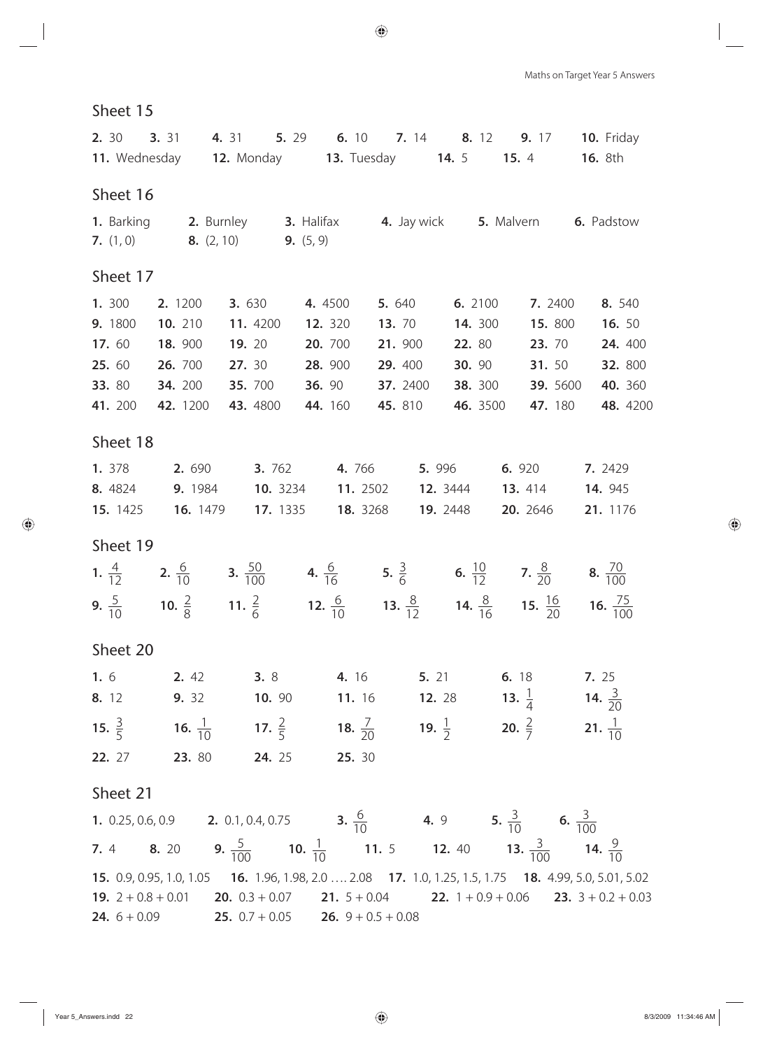## Sheet 15

**2.** 30 **3.** 31 **4.** 31 **5.** 29 **6.** 10 **7.** 14 **8.** 12 **9.** 17 **10.** Friday
**11.** Wednesday **12.** Monday **13.** Tuesday **14.** 5 **15.** 4 **16.** 8th

## Sheet 16

**1.** Barking **2.** Burnley **3.** Halifax **4.** Jay wick **5.** Malvern **6.** Padstow
**7.** (1, 0) **8.** (2, 10) **9.** (5, 9)

## Sheet 17

**1.** 300 **2.** 1200 **3.** 630 **4.** 4500 **5.** 640 **6.** 2100 **7.** 2400 **8.** 540
**9.** 1800 **10.** 210 **11.** 4200 **12.** 320 **13.** 70 **14.** 300 **15.** 800 **16.** 50
**17.** 60 **18.** 900 **19.** 20 **20.** 700 **21.** 900 **22.** 80 **23.** 70 **24.** 400
**25.** 60 **26.** 700 **27.** 30 **28.** 900 **29.** 400 **30.** 90 **31.** 50 **32.** 800
**33.** 80 **34.** 200 **35.** 700 **36.** 90 **37.** 2400 **38.** 300 **39.** 5600 **40.** 360
**41.** 200 **42.** 1200 **43.** 4800 **44.** 160 **45.** 810 **46.** 3500 **47.** 180 **48.** 4200

## Sheet 18

**1.** 378 **2.** 690 **3.** 762 **4.** 766 **5.** 996 **6.** 920 **7.** 2429
**8.** 4824 **9.** 1984 **10.** 3234 **11.** 2502 **12.** 3444 **13.** 414 **14.** 945
**15.** 1425 **16.** 1479 **17.** 1335 **18.** 3268 **19.** 2448 **20.** 2646 **21.** 1176

## Sheet 19

**1.** $\frac{4}{12}$ **2.** $\frac{6}{10}$ **3.** $\frac{50}{100}$ **4.** $\frac{6}{16}$ **5.** $\frac{3}{6}$ **6.** $\frac{10}{12}$ **7.** $\frac{8}{20}$ **8.** $\frac{70}{100}$
**9.** $\frac{5}{10}$ **10.** $\frac{2}{8}$ **11.** $\frac{2}{6}$ **12.** $\frac{6}{10}$ **13.** $\frac{8}{12}$ **14.** $\frac{8}{16}$ **15.** $\frac{16}{20}$ **16.** $\frac{75}{100}$

## Sheet 20

**1.** 6 **2.** 42 **3.** 8 **4.** 16 **5.** 21 **6.** 18 **7.** 25
**8.** 12 **9.** 32 **10.** 90 **11.** 16 **12.** 28 **13.** $\frac{1}{4}$ **14.** $\frac{3}{20}$
**15.** $\frac{3}{5}$ **16.** $\frac{1}{10}$ **17.** $\frac{2}{5}$ **18.** $\frac{7}{20}$ **19.** $\frac{1}{2}$ **20.** $\frac{2}{7}$ **21.** $\frac{1}{10}$
**22.** 27 **23.** 80 **24.** 25 **25.** 30

## Sheet 21

**1.** 0.25, 0.6, 0.9 **2.** 0.1, 0.4, 0.75 **3.** $\frac{6}{10}$ **4.** 9 **5.** $\frac{3}{10}$ **6.** $\frac{3}{100}$
**7.** 4 **8.** 20 **9.** $\frac{5}{100}$ **10.** $\frac{1}{10}$ **11.** 5 **12.** 40 **13.** $\frac{3}{100}$ **14.** $\frac{9}{10}$
**15.** 0.9, 0.95, 1.0, 1.05 **16.** 1.96, 1.98, 2.0 …. 2.08 **17.** 1.0, 1.25, 1.5, 1.75 **18.** 4.99, 5.0, 5.01, 5.02
**19.** $2 + 0.8 + 0.01$ **20.** $0.3 + 0.07$ **21.** $5 + 0.04$ **22.** $1 + 0.9 + 0.06$ **23.** $3 + 0.2 + 0.03$
**24.** $6 + 0.09$ **25.** $0.7 + 0.05$ **26.** $9 + 0.5 + 0.08$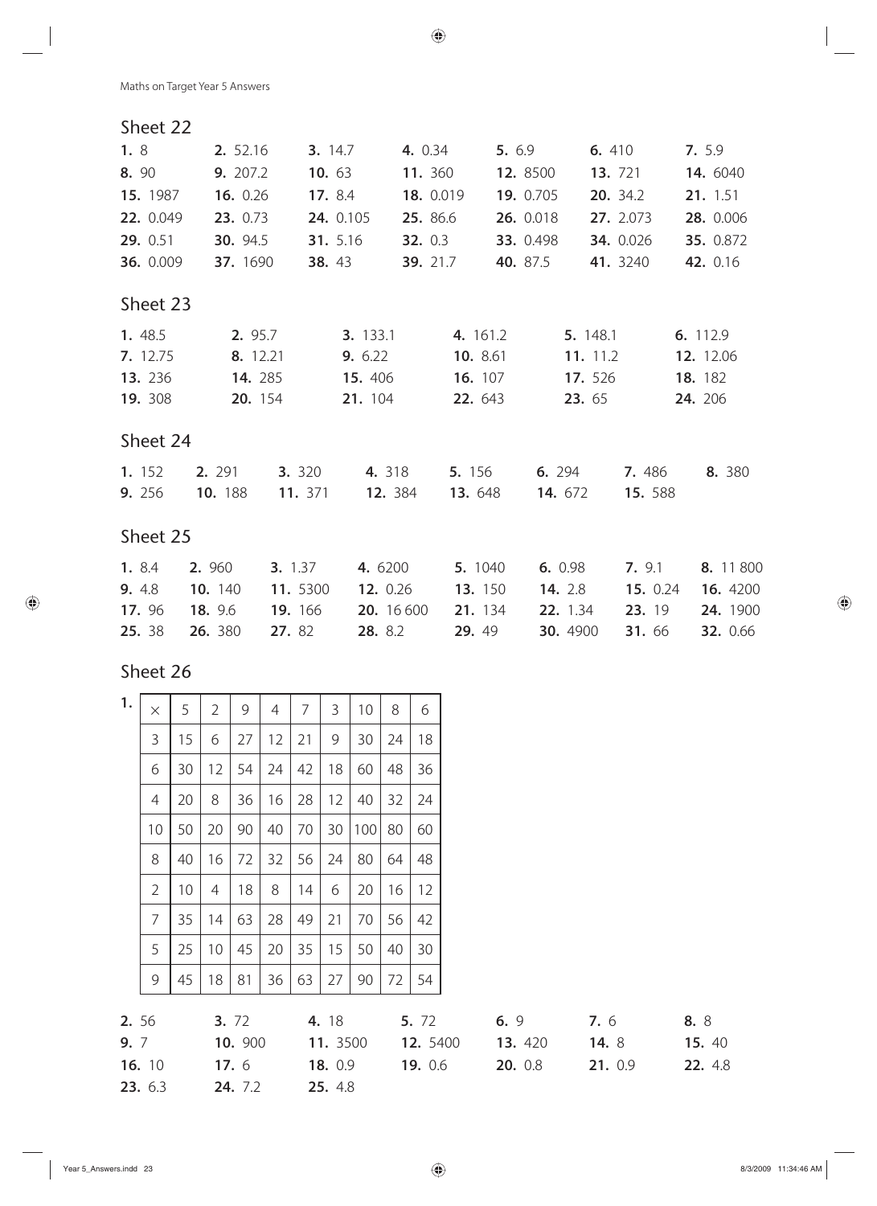## Sheet 22

**1.** 8 **2.** 52.16 **3.** 14.7 **4.** 0.34 **5.** 6.9 **6.** 410 **7.** 5.9
**8.** 90 **9.** 207.2 **10.** 63 **11.** 360 **12.** 8500 **13.** 721 **14.** 6040
**15.** 1987 **16.** 0.26 **17.** 8.4 **18.** 0.019 **19.** 0.705 **20.** 34.2 **21.** 1.51
**22.** 0.049 **23.** 0.73 **24.** 0.105 **25.** 86.6 **26.** 0.018 **27.** 2.073 **28.** 0.006
**29.** 0.51 **30.** 94.5 **31.** 5.16 **32.** 0.3 **33.** 0.498 **34.** 0.026 **35.** 0.872
**36.** 0.009 **37.** 1690 **38.** 43 **39.** 21.7 **40.** 87.5 **41.** 3240 **42.** 0.16

## Sheet 23

**1.** 48.5 **2.** 95.7 **3.** 133.1 **4.** 161.2 **5.** 148.1 **6.** 112.9
**7.** 12.75 **8.** 12.21 **9.** 6.22 **10.** 8.61 **11.** 11.2 **12.** 12.06
**13.** 236 **14.** 285 **15.** 406 **16.** 107 **17.** 526 **18.** 182
**19.** 308 **20.** 154 **21.** 104 **22.** 643 **23.** 65 **24.** 206

## Sheet 24

**1.** 152 **2.** 291 **3.** 320 **4.** 318 **5.** 156 **6.** 294 **7.** 486 **8.** 380
**9.** 256 **10.** 188 **11.** 371 **12.** 384 **13.** 648 **14.** 672 **15.** 588

## Sheet 25

**1.** 8.4 **2.** 960 **3.** 1.37 **4.** 6200 **5.** 1040 **6.** 0.98 **7.** 9.1 **8.** 11 800
**9.** 4.8 **10.** 140 **11.** 5300 **12.** 0.26 **13.** 150 **14.** 2.8 **15.** 0.24 **16.** 4200
**17.** 96 **18.** 9.6 **19.** 166 **20.** 16 600 **21.** 134 **22.** 1.34 **23.** 19 **24.** 1900
**25.** 38 **26.** 380 **27.** 82 **28.** 8.2 **29.** 49 **30.** 4900 **31.** 66 **32.** 0.66

## Sheet 26

**1.**

| × | 5 | 2 | 9 | 4 | 7 | 3 | 10 | 8 | 6 |
|---|---|---|---|---|---|---|---|---|---|
| 3 | 15 | 6 | 27 | 12 | 21 | 9 | 30 | 24 | 18 |
| 6 | 30 | 12 | 54 | 24 | 42 | 18 | 60 | 48 | 36 |
| 4 | 20 | 8 | 36 | 16 | 28 | 12 | 40 | 32 | 24 |
| 10 | 50 | 20 | 90 | 40 | 70 | 30 | 100 | 80 | 60 |
| 8 | 40 | 16 | 72 | 32 | 56 | 24 | 80 | 64 | 48 |
| 2 | 10 | 4 | 18 | 8 | 14 | 6 | 20 | 16 | 12 |
| 7 | 35 | 14 | 63 | 28 | 49 | 21 | 70 | 56 | 42 |
| 5 | 25 | 10 | 45 | 20 | 35 | 15 | 50 | 40 | 30 |
| 9 | 45 | 18 | 81 | 36 | 63 | 27 | 90 | 72 | 54 |

**2.** 56 **3.** 72 **4.** 18 **5.** 72 **6.** 9 **7.** 6 **8.** 8
**9.** 7 **10.** 900 **11.** 3500 **12.** 5400 **13.** 420 **14.** 8 **15.** 40
**16.** 10 **17.** 6 **18.** 0.9 **19.** 0.6 **20.** 0.8 **21.** 0.9 **22.** 4.8
**23.** 6.3 **24.** 7.2 **25.** 4.8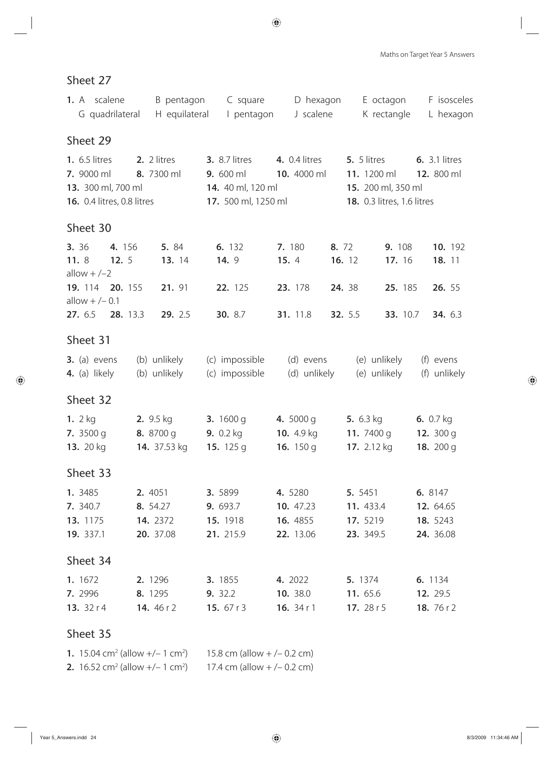## Sheet 27

**1.** A scalene B pentagon C square D hexagon E octagon F isosceles
G quadrilateral H equilateral I pentagon J scalene K rectangle L hexagon

## Sheet 29

**1.** 6.5 litres **2.** 2 litres **3.** 8.7 litres **4.** 0.4 litres **5.** 5 litres **6.** 3.1 litres
**7.** 9000 ml **8.** 7300 ml **9.** 600 ml **10.** 4000 ml **11.** 1200 ml **12.** 800 ml
**13.** 300 ml, 700 ml **14.** 40 ml, 120 ml **15.** 200 ml, 350 ml
**16.** 0.4 litres, 0.8 litres **17.** 500 ml, 1250 ml **18.** 0.3 litres, 1.6 litres

## Sheet 30

**3.** 36 **4.** 156 **5.** 84 **6.** 132 **7.** 180 **8.** 72 **9.** 108 **10.** 192
**11.** 8 **12.** 5 **13.** 14 **14.** 9 **15.** 4 **16.** 12 **17.** 16 **18.** 11
allow + /– 2
**19.** 114 **20.** 155 **21.** 91 **22.** 125 **23.** 178 **24.** 38 **25.** 185 **26.** 55
allow + /– 0.1
**27.** 6.5 **28.** 13.3 **29.** 2.5 **30.** 8.7 **31.** 11.8 **32.** 5.5 **33.** 10.7 **34.** 6.3

## Sheet 31

**3.** (a) evens (b) unlikely (c) impossible (d) evens (e) unlikely (f) evens
**4.** (a) likely (b) unlikely (c) impossible (d) unlikely (e) unlikely (f) unlikely

## Sheet 32

**1.** 2 kg **2.** 9.5 kg **3.** 1600 g **4.** 5000 g **5.** 6.3 kg **6.** 0.7 kg
**7.** 3500 g **8.** 8700 g **9.** 0.2 kg **10.** 4.9 kg **11.** 7400 g **12.** 300 g
**13.** 20 kg **14.** 37.53 kg **15.** 125 g **16.** 150 g **17.** 2.12 kg **18.** 200 g

## Sheet 33

**1.** 3485 **2.** 4051 **3.** 5899 **4.** 5280 **5.** 5451 **6.** 8147
**7.** 340.7 **8.** 54.27 **9.** 693.7 **10.** 47.23 **11.** 433.4 **12.** 64.65
**13.** 1175 **14.** 2372 **15.** 1918 **16.** 4855 **17.** 5219 **18.** 5243
**19.** 337.1 **20.** 37.08 **21.** 215.9 **22.** 13.06 **23.** 349.5 **24.** 36.08

## Sheet 34

**1.** 1672 **2.** 1296 **3.** 1855 **4.** 2022 **5.** 1374 **6.** 1134
**7.** 2996 **8.** 1295 **9.** 32.2 **10.** 38.0 **11.** 65.6 **12.** 29.5
**13.** 32 r 4 **14.** 46 r 2 **15.** 67 r 3 **16.** 34 r 1 **17.** 28 r 5 **18.** 76 r 2

## Sheet 35

**1.** 15.04 $cm^2$ (allow +/– 1 $cm^2$) 15.8 cm (allow + /– 0.2 cm)
**2.** 16.52 $cm^2$ (allow +/– 1 $cm^2$) 17.4 cm (allow + /– 0.2 cm)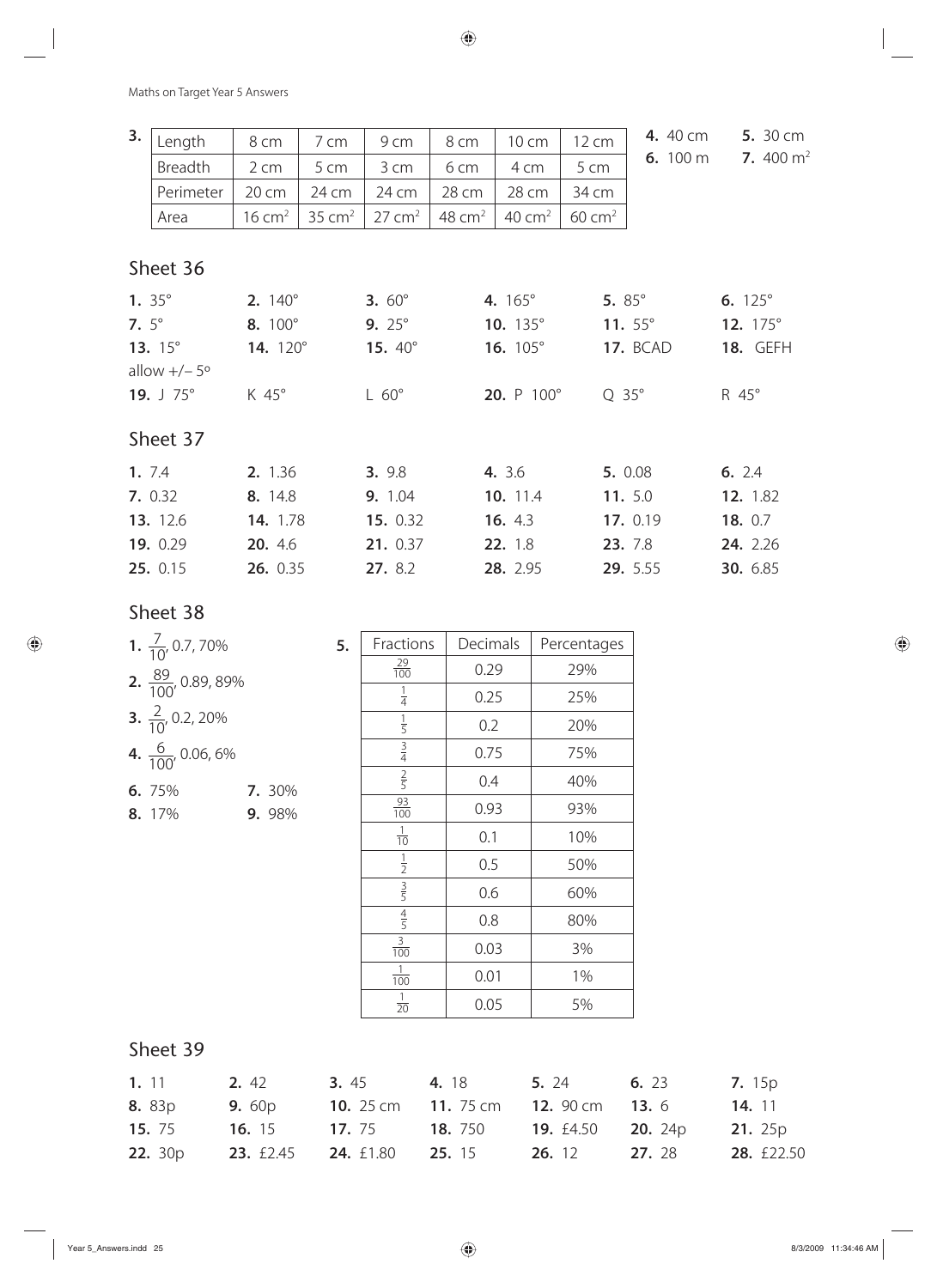3.

| Length | 8 cm | 7 cm | 9 cm | 8 cm | 10 cm | 12 cm |
|---|---|---|---|---|---|---|
| Breadth | 2 cm | 5 cm | 3 cm | 6 cm | 4 cm | 5 cm |
| Perimeter | 20 cm | 24 cm | 24 cm | 28 cm | 28 cm | 34 cm |
| Area | 16 $cm^2$ | 35 $cm^2$ | 27 $cm^2$ | 48 $cm^2$ | 40 $cm^2$ | 60 $cm^2$ |

**4.** 40 cm **5.** 30 cm
**6.** 100 m **7.** 400 $m^2$

## Sheet 36

**1.** 35° **2.** 140° **3.** 60° **4.** 165° **5.** 85° **6.** 125°
**7.** 5° **8.** 100° **9.** 25° **10.** 135° **11.** 55° **12.** 175°
**13.** 15° **14.** 120° **15.** 40° **16.** 105° **17.** BCAD **18.** GEFH
allow +/– 5°
**19.** J 75° K 45° L 60° **20.** P 100° Q 35° R 45°

## Sheet 37

**1.** 7.4 **2.** 1.36 **3.** 9.8 **4.** 3.6 **5.** 0.08 **6.** 2.4
**7.** 0.32 **8.** 14.8 **9.** 1.04 **10.** 11.4 **11.** 5.0 **12.** 1.82
**13.** 12.6 **14.** 1.78 **15.** 0.32 **16.** 4.3 **17.** 0.19 **18.** 0.7
**19.** 0.29 **20.** 4.6 **21.** 0.37 **22.** 1.8 **23.** 7.8 **24.** 2.26
**25.** 0.15 **26.** 0.35 **27.** 8.2 **28.** 2.95 **29.** 5.55 **30.** 6.85

## Sheet 38

**1.** $\frac{7}{10}$, 0.7, 70%
**2.** $\frac{89}{100}$, 0.89, 89%
**3.** $\frac{2}{10}$, 0.2, 20%
**4.** $\frac{6}{100}$, 0.06, 6%
**6.** 75% **7.** 30%
**8.** 17% **9.** 98%

**5.**

| Fractions | Decimals | Percentages |
|---|---|---|
| $\frac{29}{100}$ | 0.29 | 29% |
| $\frac{1}{4}$ | 0.25 | 25% |
| $\frac{1}{5}$ | 0.2 | 20% |
| $\frac{3}{4}$ | 0.75 | 75% |
| $\frac{2}{5}$ | 0.4 | 40% |
| $\frac{93}{100}$ | 0.93 | 93% |
| $\frac{1}{10}$ | 0.1 | 10% |
| $\frac{1}{2}$ | 0.5 | 50% |
| $\frac{3}{5}$ | 0.6 | 60% |
| $\frac{4}{5}$ | 0.8 | 80% |
| $\frac{3}{100}$ | 0.03 | 3% |
| $\frac{1}{100}$ | 0.01 | 1% |
| $\frac{1}{20}$ | 0.05 | 5% |

## Sheet 39

**1.** 11 **2.** 42 **3.** 45 **4.** 18 **5.** 24 **6.** 23 **7.** 15p
**8.** 83p **9.** 60p **10.** 25 cm **11.** 75 cm **12.** 90 cm **13.** 6 **14.** 11
**15.** 75 **16.** 15 **17.** 75 **18.** 750 **19.** £4.50 **20.** 24p **21.** 25p
**22.** 30p **23.** £2.45 **24.** £1.80 **25.** 15 **26.** 12 **27.** 28 **28.** £22.50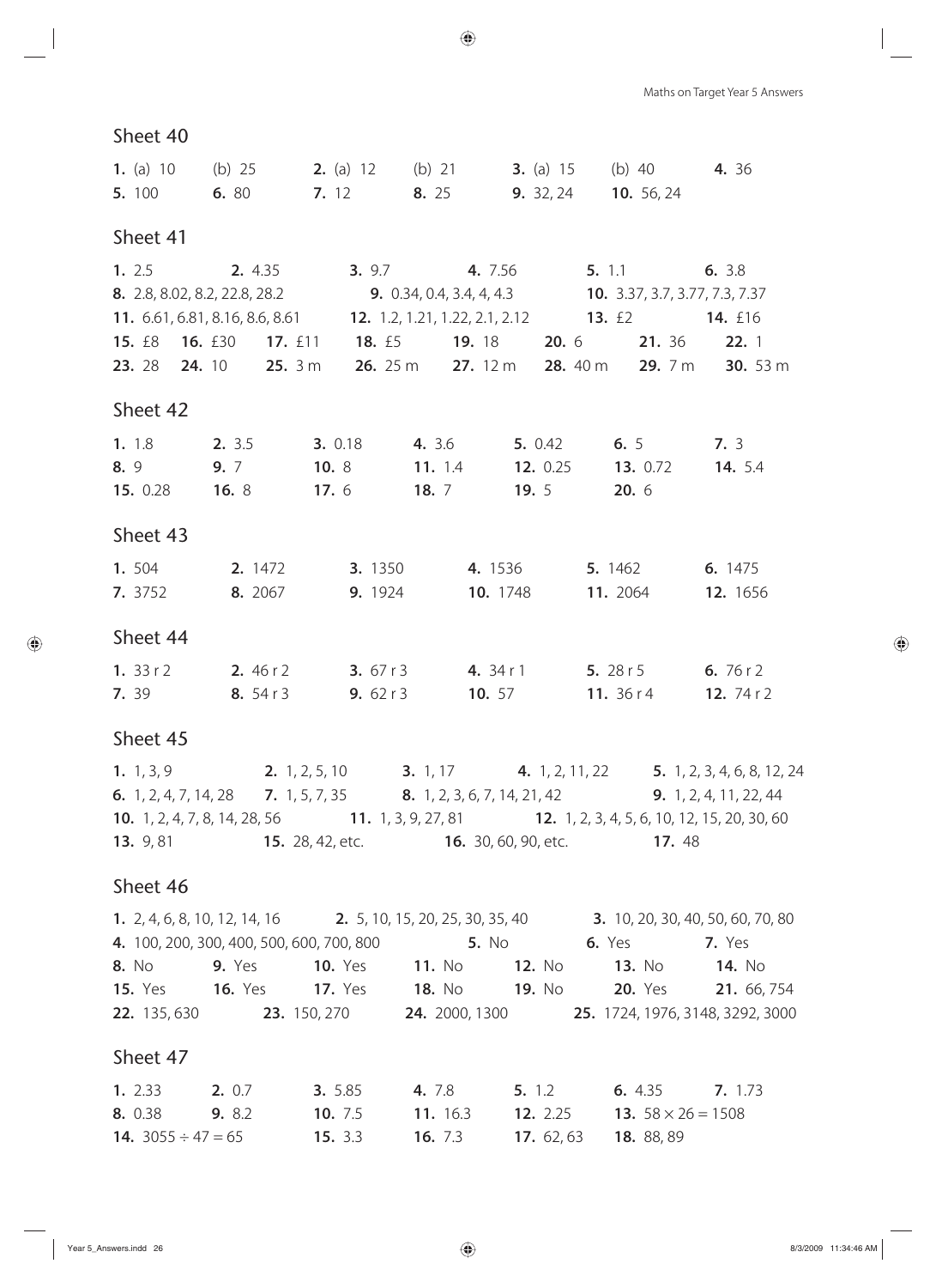## Sheet 40

**1.** (a) 10 (b) 25 **2.** (a) 12 (b) 21 **3.** (a) 15 (b) 40 **4.** 36
**5.** 100 **6.** 80 **7.** 12 **8.** 25 **9.** 32, 24 **10.** 56, 24

## Sheet 41

**1.** 2.5 **2.** 4.35 **3.** 9.7 **4.** 7.56 **5.** 1.1 **6.** 3.8
**8.** 2.8, 8.02, 8.2, 22.8, 28.2 **9.** 0.34, 0.4, 3.4, 4, 4.3 **10.** 3.37, 3.7, 3.77, 7.3, 7.37
**11.** 6.61, 6.81, 8.16, 8.6, 8.61 **12.** 1.2, 1.21, 1.22, 2.1, 2.12 **13.** £2 **14.** £16
**15.** £8 **16.** £30 **17.** £11 **18.** £5 **19.** 18 **20.** 6 **21.** 36 **22.** 1
**23.** 28 **24.** 10 **25.** 3 m **26.** 25 m **27.** 12 m **28.** 40 m **29.** 7 m **30.** 53 m

## Sheet 42

**1.** 1.8 **2.** 3.5 **3.** 0.18 **4.** 3.6 **5.** 0.42 **6.** 5 **7.** 3
**8.** 9 **9.** 7 **10.** 8 **11.** 1.4 **12.** 0.25 **13.** 0.72 **14.** 5.4
**15.** 0.28 **16.** 8 **17.** 6 **18.** 7 **19.** 5 **20.** 6

## Sheet 43

**1.** 504 **2.** 1472 **3.** 1350 **4.** 1536 **5.** 1462 **6.** 1475
**7.** 3752 **8.** 2067 **9.** 1924 **10.** 1748 **11.** 2064 **12.** 1656

## Sheet 44

**1.** 33 r 2 **2.** 46 r 2 **3.** 67 r 3 **4.** 34 r 1 **5.** 28 r 5 **6.** 76 r 2
**7.** 39 **8.** 54 r 3 **9.** 62 r 3 **10.** 57 **11.** 36 r 4 **12.** 74 r 2

## Sheet 45

**1.** 1, 3, 9 **2.** 1, 2, 5, 10 **3.** 1, 17 **4.** 1, 2, 11, 22 **5.** 1, 2, 3, 4, 6, 8, 12, 24
**6.** 1, 2, 4, 7, 14, 28 **7.** 1, 5, 7, 35 **8.** 1, 2, 3, 6, 7, 14, 21, 42 **9.** 1, 2, 4, 11, 22, 44
**10.** 1, 2, 4, 7, 8, 14, 28, 56 **11.** 1, 3, 9, 27, 81 **12.** 1, 2, 3, 4, 5, 6, 10, 12, 15, 20, 30, 60
**13.** 9, 81 **15.** 28, 42, etc. **16.** 30, 60, 90, etc. **17.** 48

## Sheet 46

**1.** 2, 4, 6, 8, 10, 12, 14, 16 **2.** 5, 10, 15, 20, 25, 30, 35, 40 **3.** 10, 20, 30, 40, 50, 60, 70, 80
**4.** 100, 200, 300, 400, 500, 600, 700, 800 **5.** No **6.** Yes **7.** Yes
**8.** No **9.** Yes **10.** Yes **11.** No **12.** No **13.** No **14.** No
**15.** Yes **16.** Yes **17.** Yes **18.** No **19.** No **20.** Yes **21.** 66, 754
**22.** 135, 630 **23.** 150, 270 **24.** 2000, 1300 **25.** 1724, 1976, 3148, 3292, 3000

## Sheet 47

**1.** 2.33 **2.** 0.7 **3.** 5.85 **4.** 7.8 **5.** 1.2 **6.** 4.35 **7.** 1.73
**8.** 0.38 **9.** 8.2 **10.** 7.5 **11.** 16.3 **12.** 2.25 **13.** $58 \times 26 = 1508$
**14.** $3055 \div 47 = 65$ **15.** 3.3 **16.** 7.3 **17.** 62, 63 **18.** 88, 89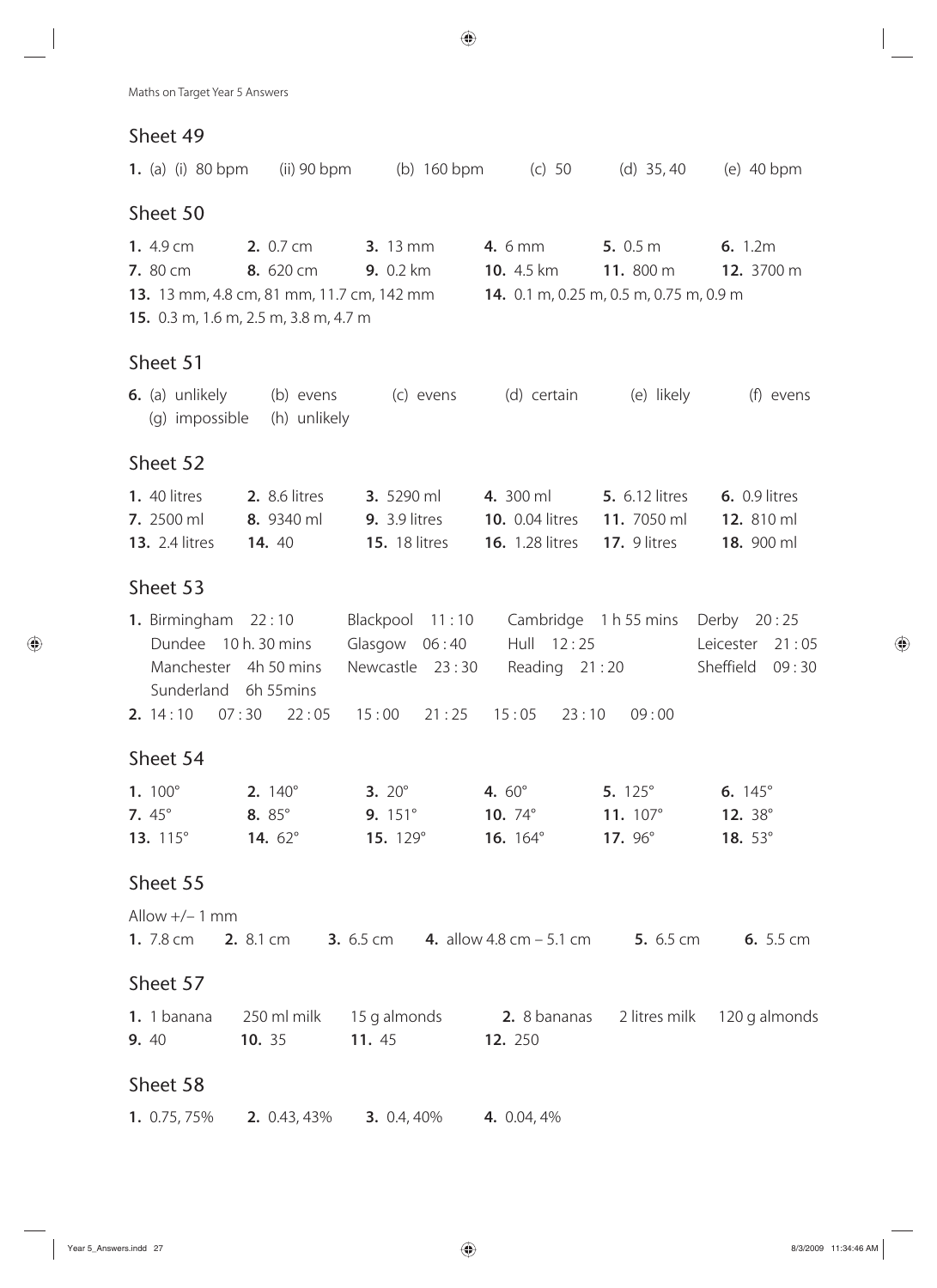## Sheet 49

**1.** (a) (i) 80 bpm (ii) 90 bpm (b) 160 bpm (c) 50 (d) 35, 40 (e) 40 bpm

## Sheet 50

**1.** 4.9 cm **2.** 0.7 cm **3.** 13 mm **4.** 6 mm **5.** 0.5 m **6.** 1.2m
**7.** 80 cm **8.** 620 cm **9.** 0.2 km **10.** 4.5 km **11.** 800 m **12.** 3700 m
**13.** 13 mm, 4.8 cm, 81 mm, 11.7 cm, 142 mm **14.** 0.1 m, 0.25 m, 0.5 m, 0.75 m, 0.9 m
**15.** 0.3 m, 1.6 m, 2.5 m, 3.8 m, 4.7 m

## Sheet 51

**6.** (a) unlikely (b) evens (c) evens (d) certain (e) likely (f) evens
(g) impossible (h) unlikely

## Sheet 52

**1.** 40 litres **2.** 8.6 litres **3.** 5290 ml **4.** 300 ml **5.** 6.12 litres **6.** 0.9 litres
**7.** 2500 ml **8.** 9340 ml **9.** 3.9 litres **10.** 0.04 litres **11.** 7050 ml **12.** 810 ml
**13.** 2.4 litres **14.** 40 **15.** 18 litres **16.** 1.28 litres **17.** 9 litres **18.** 900 ml

## Sheet 53

**1.** Birmingham 22 : 10 Blackpool 11 : 10 Cambridge 1 h 55 mins Derby 20 : 25
Dundee 10 h. 30 mins Glasgow 06 : 40 Hull 12 : 25 Leicester 21 : 05
Manchester 4h 50 mins Newcastle 23 : 30 Reading 21 : 20 Sheffield 09 : 30
Sunderland 6h 55mins
**2.** 14 : 10 07 : 30 22 : 05 15 : 00 21 : 25 15 : 05 23 : 10 09 : 00

## Sheet 54

**1.** 100° **2.** 140° **3.** 20° **4.** 60° **5.** 125° **6.** 145°
**7.** 45° **8.** 85° **9.** 151° **10.** 74° **11.** 107° **12.** 38°
**13.** 115° **14.** 62° **15.** 129° **16.** 164° **17.** 96° **18.** 53°

## Sheet 55

Allow +/– 1 mm
**1.** 7.8 cm **2.** 8.1 cm **3.** 6.5 cm **4.** allow 4.8 cm – 5.1 cm **5.** 6.5 cm **6.** 5.5 cm

## Sheet 57

**1.** 1 banana 250 ml milk 15 g almonds **2.** 8 bananas 2 litres milk 120 g almonds
**9.** 40 **10.** 35 **11.** 45 **12.** 250

## Sheet 58

**1.** 0.75, 75% **2.** 0.43, 43% **3.** 0.4, 40% **4.** 0.04, 4%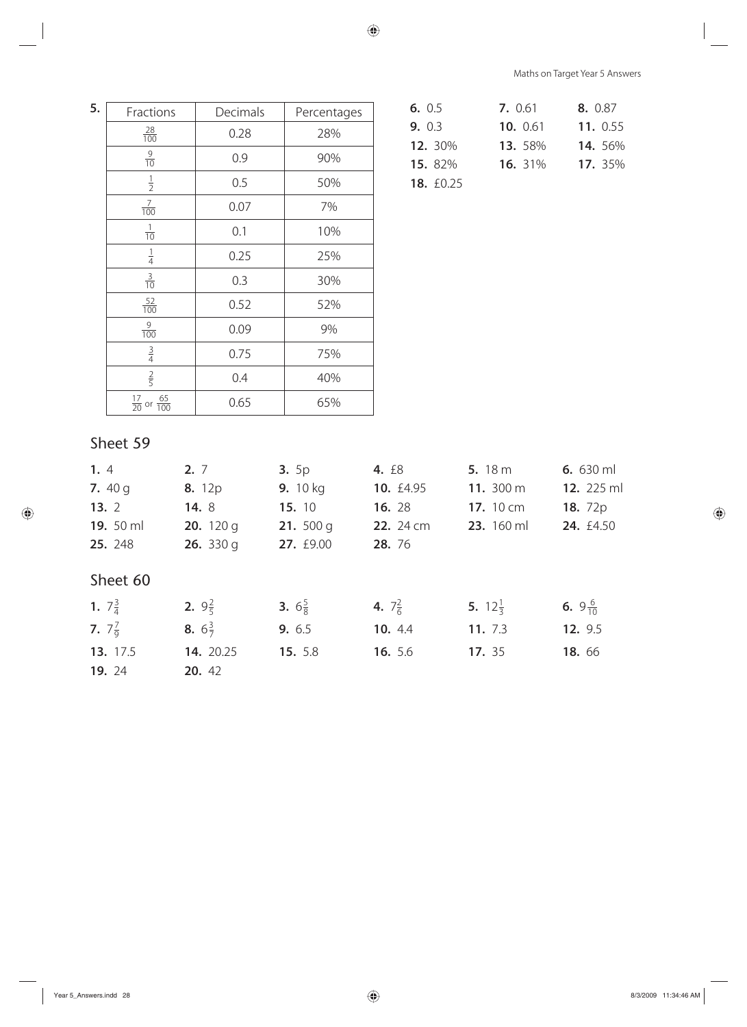5.

| Fractions | Decimals | Percentages |
|---|---|---|
| $\frac{28}{100}$ | 0.28 | 28% |
| $\frac{9}{10}$ | 0.9 | 90% |
| $\frac{1}{2}$ | 0.5 | 50% |
| $\frac{7}{100}$ | 0.07 | 7% |
| $\frac{1}{10}$ | 0.1 | 10% |
| $\frac{1}{4}$ | 0.25 | 25% |
| $\frac{3}{10}$ | 0.3 | 30% |
| $\frac{52}{100}$ | 0.52 | 52% |
| $\frac{9}{100}$ | 0.09 | 9% |
| $\frac{3}{4}$ | 0.75 | 75% |
| $\frac{2}{5}$ | 0.4 | 40% |
| $\frac{17}{20}$ or $\frac{65}{100}$ | 0.65 | 65% |

| | | |
|---|---|---|
| **6.** 0.5 | **7.** 0.61 | **8.** 0.87 |
| **9.** 0.3 | **10.** 0.61 | **11.** 0.55 |
| **12.** 30% | **13.** 58% | **14.** 56% |
| **15.** 82% | **16.** 31% | **17.** 35% |
| **18.** £0.25 | | |

## Sheet 59

| | | | | | |
|---|---|---|---|---|---|
| **1.** 4 | **2.** 7 | **3.** 5p | **4.** £8 | **5.** 18 m | **6.** 630 ml |
| **7.** 40 g | **8.** 12p | **9.** 10 kg | **10.** £4.95 | **11.** 300 m | **12.** 225 ml |
| **13.** 2 | **14.** 8 | **15.** 10 | **16.** 28 | **17.** 10 cm | **18.** 72p |
| **19.** 50 ml | **20.** 120 g | **21.** 500 g | **22.** 24 cm | **23.** 160 ml | **24.** £4.50 |
| **25.** 248 | **26.** 330 g | **27.** £9.00 | **28.** 76 | | |

## Sheet 60

| | | | | | |
|---|---|---|---|---|---|
| **1.** $7\frac{3}{4}$ | **2.** $9\frac{2}{5}$ | **3.** $6\frac{5}{8}$ | **4.** $7\frac{2}{6}$ | **5.** $12\frac{1}{3}$ | **6.** $9\frac{6}{10}$ |
| **7.** $7\frac{7}{9}$ | **8.** $6\frac{3}{7}$ | **9.** 6.5 | **10.** 4.4 | **11.** 7.3 | **12.** 9.5 |
| **13.** 17.5 | **14.** 20.25 | **15.** 5.8 | **16.** 5.6 | **17.** 35 | **18.** 66 |
| **19.** 24 | **20.** 42 | | | | |